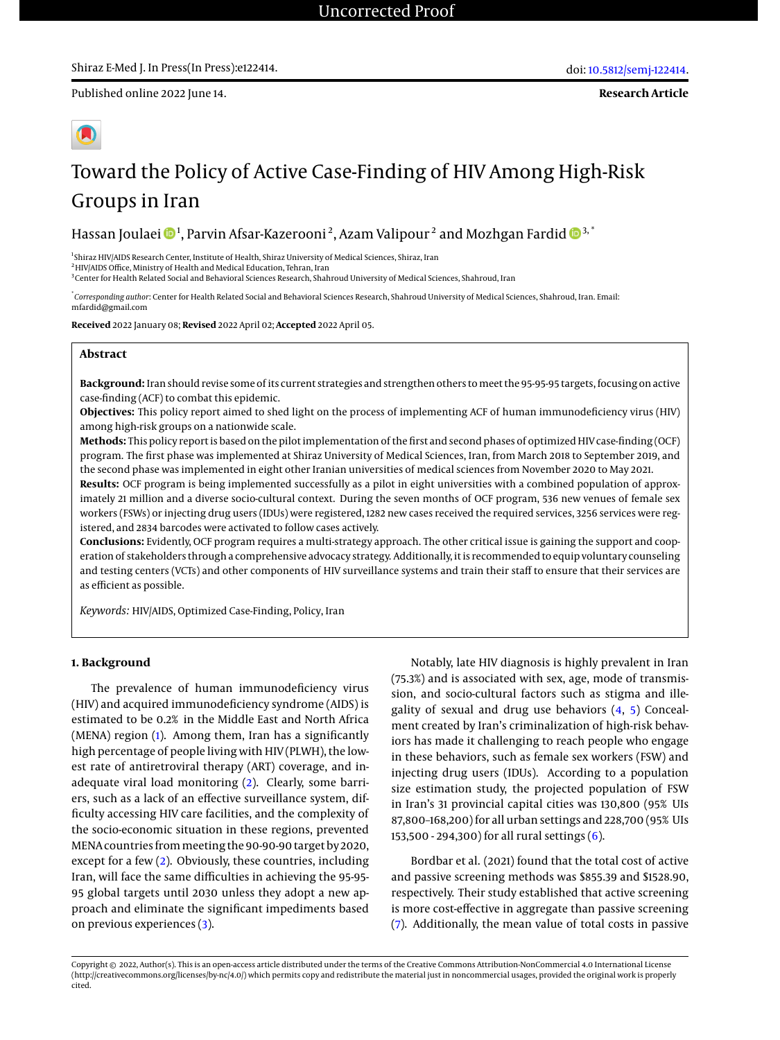Uncorrected Proof

Shiraz E-Med J. In Press(In Press):e122414.

doi: 10.5812/semj-122414.

Published online 2022 June 14.

**Research Article**

# Toward the Policy of Active Case-Finding of HIV Among High-Risk Groups in Iran

Hassan Joulaei [1], Parvin Afsar-Kazerooni [2], Azam Valipour [2] and Mozhgan Fardid [3,*]

[1]Shiraz HIV/AIDS Research Center, Institute of Health, Shiraz University of Medical Sciences, Shiraz, Iran
[2]HIV/AIDS Office, Ministry of Health and Medical Education, Tehran, Iran
[3]Center for Health Related Social and Behavioral Sciences Research, Shahroud University of Medical Sciences, Shahroud, Iran

[*]*Corresponding author*: Center for Health Related Social and Behavioral Sciences Research, Shahroud University of Medical Sciences, Shahroud, Iran. Email: mfardid@gmail.com

**Received** 2022 January 08; **Revised** 2022 April 02; **Accepted** 2022 April 05.

## Abstract

**Background:** Iran should revise some of its current strategies and strengthen others to meet the 95-95-95 targets, focusing on active case-finding (ACF) to combat this epidemic.

**Objectives:** This policy report aimed to shed light on the process of implementing ACF of human immunodeficiency virus (HIV) among high-risk groups on a nationwide scale.

**Methods:** This policy report is based on the pilot implementation of the first and second phases of optimized HIV case-finding (OCF) program. The first phase was implemented at Shiraz University of Medical Sciences, Iran, from March 2018 to September 2019, and the second phase was implemented in eight other Iranian universities of medical sciences from November 2020 to May 2021.

**Results:** OCF program is being implemented successfully as a pilot in eight universities with a combined population of approximately 21 million and a diverse socio-cultural context. During the seven months of OCF program, 536 new venues of female sex workers (FSWs) or injecting drug users (IDUs) were registered, 1282 new cases received the required services, 3256 services were registered, and 2834 barcodes were activated to follow cases actively.

**Conclusions:** Evidently, OCF program requires a multi-strategy approach. The other critical issue is gaining the support and cooperation of stakeholders through a comprehensive advocacy strategy. Additionally, it is recommended to equip voluntary counseling and testing centers (VCTs) and other components of HIV surveillance systems and train their staff to ensure that their services are as efficient as possible.

*Keywords:* HIV/AIDS, Optimized Case-Finding, Policy, Iran

## 1. Background

The prevalence of human immunodeficiency virus (HIV) and acquired immunodeficiency syndrome (AIDS) is estimated to be 0.2% in the Middle East and North Africa (MENA) region (1). Among them, Iran has a significantly high percentage of people living with HIV (PLWH), the lowest rate of antiretroviral therapy (ART) coverage, and inadequate viral load monitoring (2). Clearly, some barriers, such as a lack of an effective surveillance system, difficulty accessing HIV care facilities, and the complexity of the socio-economic situation in these regions, prevented MENA countries from meeting the 90-90-90 target by 2020, except for a few (2). Obviously, these countries, including Iran, will face the same difficulties in achieving the 95-95-95 global targets until 2030 unless they adopt a new approach and eliminate the significant impediments based on previous experiences (3).

Notably, late HIV diagnosis is highly prevalent in Iran (75.3%) and is associated with sex, age, mode of transmission, and socio-cultural factors such as stigma and illegality of sexual and drug use behaviors (4, 5) Concealment created by Iran's criminalization of high-risk behaviors has made it challenging to reach people who engage in these behaviors, such as female sex workers (FSW) and injecting drug users (IDUs). According to a population size estimation study, the projected population of FSW in Iran's 31 provincial capital cities was 130,800 (95% UIs 87,800–168,200) for all urban settings and 228,700 (95% UIs 153,500 - 294,300) for all rural settings (6).

Bordbar et al. (2021) found that the total cost of active and passive screening methods was \$855.39 and \$1528.90, respectively. Their study established that active screening is more cost-effective in aggregate than passive screening (7). Additionally, the mean value of total costs in passive

Copyright © 2022, Author(s). This is an open-access article distributed under the terms of the Creative Commons Attribution-NonCommercial 4.0 International License (http://creativecommons.org/licenses/by-nc/4.0/) which permits copy and redistribute the material just in noncommercial usages, provided the original work is properly cited.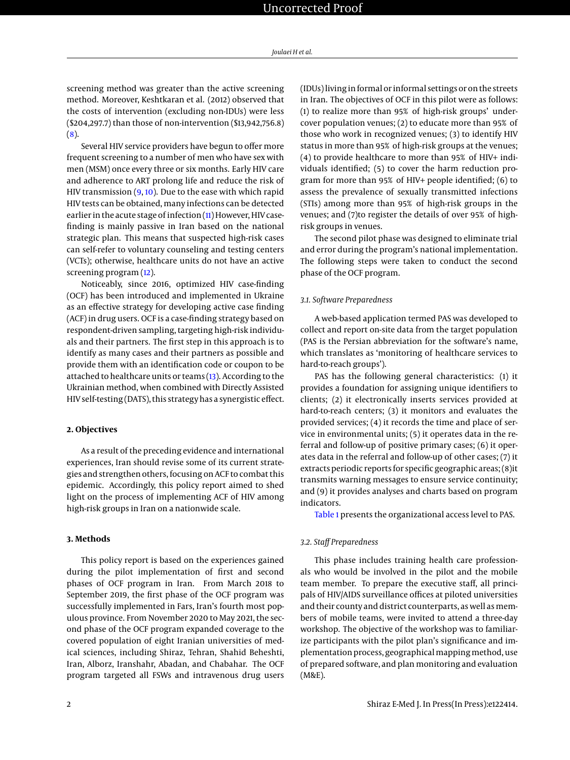screening method was greater than the active screening method. Moreover, Keshtkaran et al. (2012) observed that the costs of intervention (excluding non-IDUs) were less ($204,297.7) than those of non-intervention ($13,942,756.8) (8).

Several HIV service providers have begun to offer more frequent screening to a number of men who have sex with men (MSM) once every three or six months. Early HIV care and adherence to ART prolong life and reduce the risk of HIV transmission (9, 10). Due to the ease with which rapid HIV tests can be obtained, many infections can be detected earlier in the acute stage of infection (11) However, HIV case-finding is mainly passive in Iran based on the national strategic plan. This means that suspected high-risk cases can self-refer to voluntary counseling and testing centers (VCTs); otherwise, healthcare units do not have an active screening program (12).

Noticeably, since 2016, optimized HIV case-finding (OCF) has been introduced and implemented in Ukraine as an effective strategy for developing active case finding (ACF) in drug users. OCF is a case-finding strategy based on respondent-driven sampling, targeting high-risk individuals and their partners. The first step in this approach is to identify as many cases and their partners as possible and provide them with an identification code or coupon to be attached to healthcare units or teams (13). According to the Ukrainian method, when combined with Directly Assisted HIV self-testing (DATS), this strategy has a synergistic effect.

## 2. Objectives

As a result of the preceding evidence and international experiences, Iran should revise some of its current strategies and strengthen others, focusing on ACF to combat this epidemic. Accordingly, this policy report aimed to shed light on the process of implementing ACF of HIV among high-risk groups in Iran on a nationwide scale.

## 3. Methods

This policy report is based on the experiences gained during the pilot implementation of first and second phases of OCF program in Iran. From March 2018 to September 2019, the first phase of the OCF program was successfully implemented in Fars, Iran's fourth most populous province. From November 2020 to May 2021, the second phase of the OCF program expanded coverage to the covered population of eight Iranian universities of medical sciences, including Shiraz, Tehran, Shahid Beheshti, Iran, Alborz, Iranshahr, Abadan, and Chabahar. The OCF program targeted all FSWs and intravenous drug users (IDUs) living in formal or informal settings or on the streets in Iran. The objectives of OCF in this pilot were as follows: (1) to realize more than 95% of high-risk groups' undercover population venues; (2) to educate more than 95% of those who work in recognized venues; (3) to identify HIV status in more than 95% of high-risk groups at the venues; (4) to provide healthcare to more than 95% of HIV+ individuals identified; (5) to cover the harm reduction program for more than 95% of HIV+ people identified; (6) to assess the prevalence of sexually transmitted infections (STIs) among more than 95% of high-risk groups in the venues; and (7)to register the details of over 95% of high-risk groups in venues.

The second pilot phase was designed to eliminate trial and error during the program's national implementation. The following steps were taken to conduct the second phase of the OCF program.

### 3.1. Software Preparedness

A web-based application termed PAS was developed to collect and report on-site data from the target population (PAS is the Persian abbreviation for the software's name, which translates as 'monitoring of healthcare services to hard-to-reach groups').

PAS has the following general characteristics: (1) it provides a foundation for assigning unique identifiers to clients; (2) it electronically inserts services provided at hard-to-reach centers; (3) it monitors and evaluates the provided services; (4) it records the time and place of service in environmental units; (5) it operates data in the referral and follow-up of positive primary cases; (6) it operates data in the referral and follow-up of other cases; (7) it extracts periodic reports for specific geographic areas; (8)it transmits warning messages to ensure service continuity; and (9) it provides analyses and charts based on program indicators.

Table 1 presents the organizational access level to PAS.

### 3.2. Staff Preparedness

This phase includes training health care professionals who would be involved in the pilot and the mobile team member. To prepare the executive staff, all principals of HIV/AIDS surveillance offices at piloted universities and their county and district counterparts, as well as members of mobile teams, were invited to attend a three-day workshop. The objective of the workshop was to familiarize participants with the pilot plan's significance and implementation process, geographical mapping method, use of prepared software, and plan monitoring and evaluation (M&E).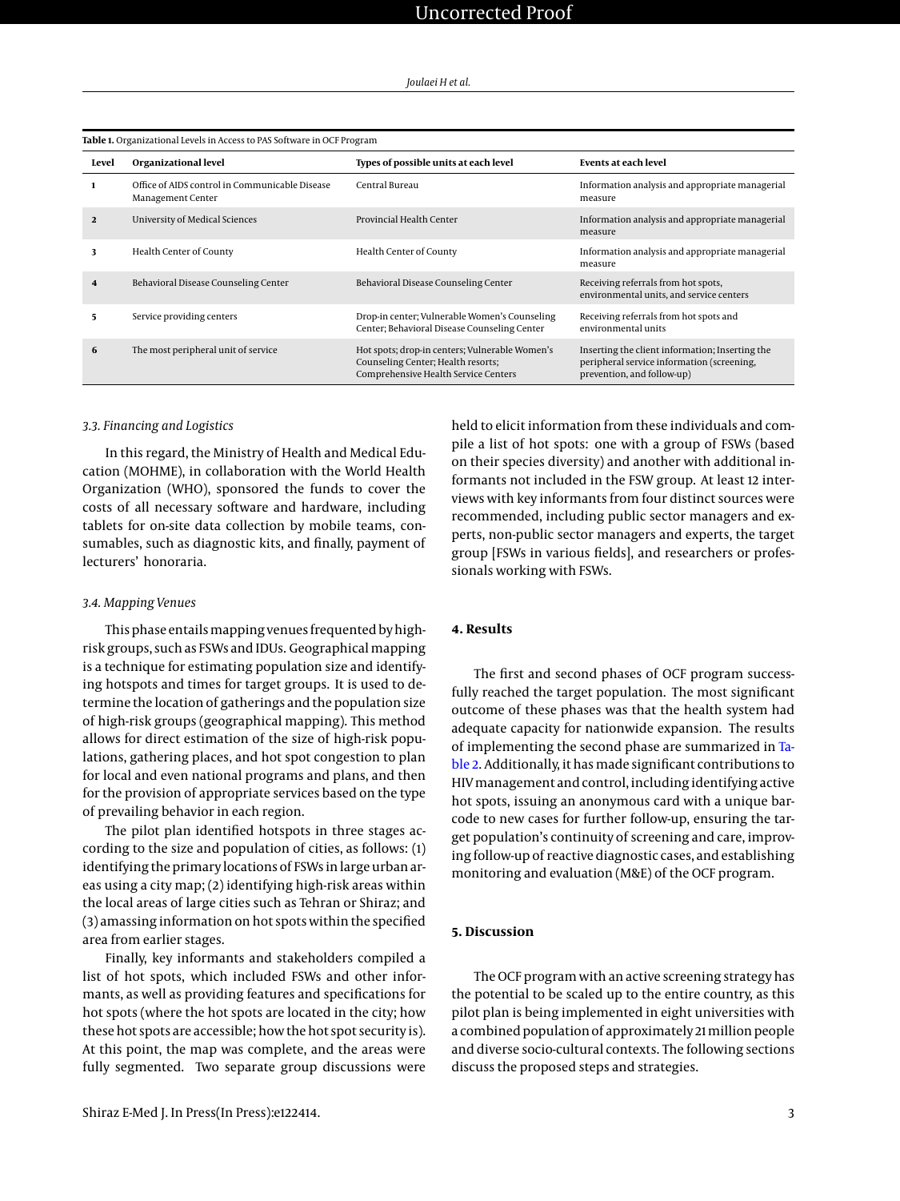**Table 1.** Organizational Levels in Access to PAS Software in OCF Program

| Level | Organizational level | Types of possible units at each level | Events at each level |
|---|---|---|---|
| **1** | Office of AIDS control in Communicable Disease Management Center | Central Bureau | Information analysis and appropriate managerial measure |
| **2** | University of Medical Sciences | Provincial Health Center | Information analysis and appropriate managerial measure |
| **3** | Health Center of County | Health Center of County | Information analysis and appropriate managerial measure |
| **4** | Behavioral Disease Counseling Center | Behavioral Disease Counseling Center | Receiving referrals from hot spots, environmental units, and service centers |
| **5** | Service providing centers | Drop-in center; Vulnerable Women's Counseling Center; Behavioral Disease Counseling Center | Receiving referrals from hot spots and environmental units |
| **6** | The most peripheral unit of service | Hot spots; drop-in centers; Vulnerable Women's Counseling Center; Health resorts; Comprehensive Health Service Centers | Inserting the client information; Inserting the peripheral service information (screening, prevention, and follow-up) |

### 3.3. Financing and Logistics

In this regard, the Ministry of Health and Medical Education (MOHME), in collaboration with the World Health Organization (WHO), sponsored the funds to cover the costs of all necessary software and hardware, including tablets for on-site data collection by mobile teams, consumables, such as diagnostic kits, and finally, payment of lecturers' honoraria.

### 3.4. Mapping Venues

This phase entails mapping venues frequented by high-risk groups, such as FSWs and IDUs. Geographical mapping is a technique for estimating population size and identifying hotspots and times for target groups. It is used to determine the location of gatherings and the population size of high-risk groups (geographical mapping). This method allows for direct estimation of the size of high-risk populations, gathering places, and hot spot congestion to plan for local and even national programs and plans, and then for the provision of appropriate services based on the type of prevailing behavior in each region.

The pilot plan identified hotspots in three stages according to the size and population of cities, as follows: (1) identifying the primary locations of FSWs in large urban areas using a city map; (2) identifying high-risk areas within the local areas of large cities such as Tehran or Shiraz; and (3) amassing information on hot spots within the specified area from earlier stages.

Finally, key informants and stakeholders compiled a list of hot spots, which included FSWs and other informants, as well as providing features and specifications for hot spots (where the hot spots are located in the city; how these hot spots are accessible; how the hot spot security is). At this point, the map was complete, and the areas were fully segmented. Two separate group discussions were held to elicit information from these individuals and compile a list of hot spots: one with a group of FSWs (based on their species diversity) and another with additional informants not included in the FSW group. At least 12 interviews with key informants from four distinct sources were recommended, including public sector managers and experts, non-public sector managers and experts, the target group [FSWs in various fields], and researchers or professionals working with FSWs.

## 4. Results

The first and second phases of OCF program successfully reached the target population. The most significant outcome of these phases was that the health system had adequate capacity for nationwide expansion. The results of implementing the second phase are summarized in Table 2. Additionally, it has made significant contributions to HIV management and control, including identifying active hot spots, issuing an anonymous card with a unique barcode to new cases for further follow-up, ensuring the target population's continuity of screening and care, improving follow-up of reactive diagnostic cases, and establishing monitoring and evaluation (M&E) of the OCF program.

## 5. Discussion

The OCF program with an active screening strategy has the potential to be scaled up to the entire country, as this pilot plan is being implemented in eight universities with a combined population of approximately 21 million people and diverse socio-cultural contexts. The following sections discuss the proposed steps and strategies.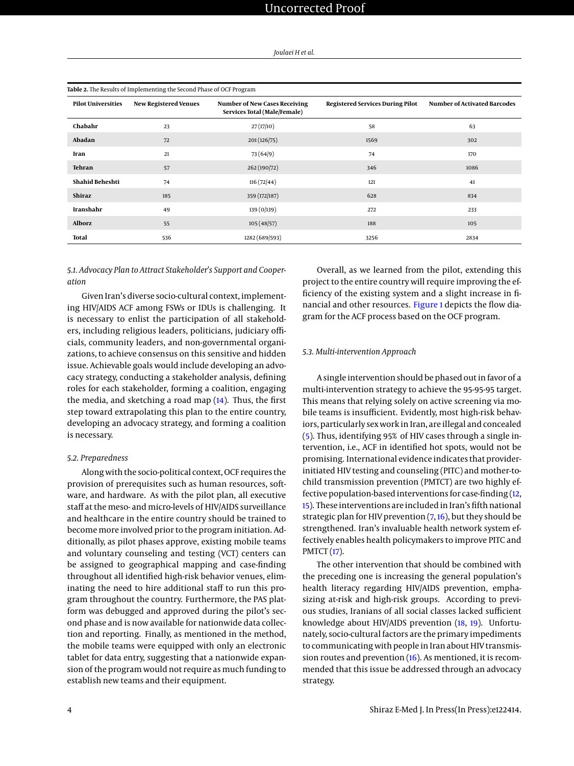**Table 2.** The Results of Implementing the Second Phase of OCF Program

| Pilot Universities | New Registered Venues | Number of New Cases Receiving Services Total (Male/Female) | Registered Services During Pilot | Number of Activated Barcodes |
|---|---|---|---|---|
| **Chabahr** | 23 | 27 (17/10) | 58 | 63 |
| **Abadan** | 72 | 201 (126/75) | 1569 | 302 |
| **Iran** | 21 | 73 (64/9) | 74 | 170 |
| **Tehran** | 57 | 262 (190/72) | 346 | 1086 |
| **Shahid Beheshti** | 74 | 116 (72/44) | 121 | 41 |
| **Shiraz** | 185 | 359 (172/187) | 628 | 834 |
| **Iranshahr** | 49 | 139 (0/139) | 272 | 233 |
| **Alborz** | 55 | 105 (48/57) | 188 | 105 |
| **Total** | 536 | 1282 (689/593) | 3256 | 2834 |

### 5.1. Advocacy Plan to Attract Stakeholder's Support and Cooperation

Given Iran's diverse socio-cultural context, implementing HIV/AIDS ACF among FSWs or IDUs is challenging. It is necessary to enlist the participation of all stakeholders, including religious leaders, politicians, judiciary officials, community leaders, and non-governmental organizations, to achieve consensus on this sensitive and hidden issue. Achievable goals would include developing an advocacy strategy, conducting a stakeholder analysis, defining roles for each stakeholder, forming a coalition, engaging the media, and sketching a road map (14). Thus, the first step toward extrapolating this plan to the entire country, developing an advocacy strategy, and forming a coalition is necessary.

### 5.2. Preparedness

Along with the socio-political context, OCF requires the provision of prerequisites such as human resources, software, and hardware. As with the pilot plan, all executive staff at the meso- and micro-levels of HIV/AIDS surveillance and healthcare in the entire country should be trained to become more involved prior to the program initiation. Additionally, as pilot phases approve, existing mobile teams and voluntary counseling and testing (VCT) centers can be assigned to geographical mapping and case-finding throughout all identified high-risk behavior venues, eliminating the need to hire additional staff to run this program throughout the country. Furthermore, the PAS platform was debugged and approved during the pilot's second phase and is now available for nationwide data collection and reporting. Finally, as mentioned in the method, the mobile teams were equipped with only an electronic tablet for data entry, suggesting that a nationwide expansion of the program would not require as much funding to establish new teams and their equipment.

Overall, as we learned from the pilot, extending this project to the entire country will require improving the efficiency of the existing system and a slight increase in financial and other resources. Figure 1 depicts the flow diagram for the ACF process based on the OCF program.

### 5.3. Multi-intervention Approach

A single intervention should be phased out in favor of a multi-intervention strategy to achieve the 95-95-95 target. This means that relying solely on active screening via mobile teams is insufficient. Evidently, most high-risk behaviors, particularly sex work in Iran, are illegal and concealed (5). Thus, identifying 95% of HIV cases through a single intervention, i.e., ACF in identified hot spots, would not be promising. International evidence indicates that provider-initiated HIV testing and counseling (PITC) and mother-to-child transmission prevention (PMTCT) are two highly effective population-based interventions for case-finding (12, 15). These interventions are included in Iran's fifth national strategic plan for HIV prevention (7, 16), but they should be strengthened. Iran's invaluable health network system effectively enables health policymakers to improve PITC and PMTCT (17).

The other intervention that should be combined with the preceding one is increasing the general population's health literacy regarding HIV/AIDS prevention, emphasizing at-risk and high-risk groups. According to previous studies, Iranians of all social classes lacked sufficient knowledge about HIV/AIDS prevention (18, 19). Unfortunately, socio-cultural factors are the primary impediments to communicating with people in Iran about HIV transmission routes and prevention (16). As mentioned, it is recommended that this issue be addressed through an advocacy strategy.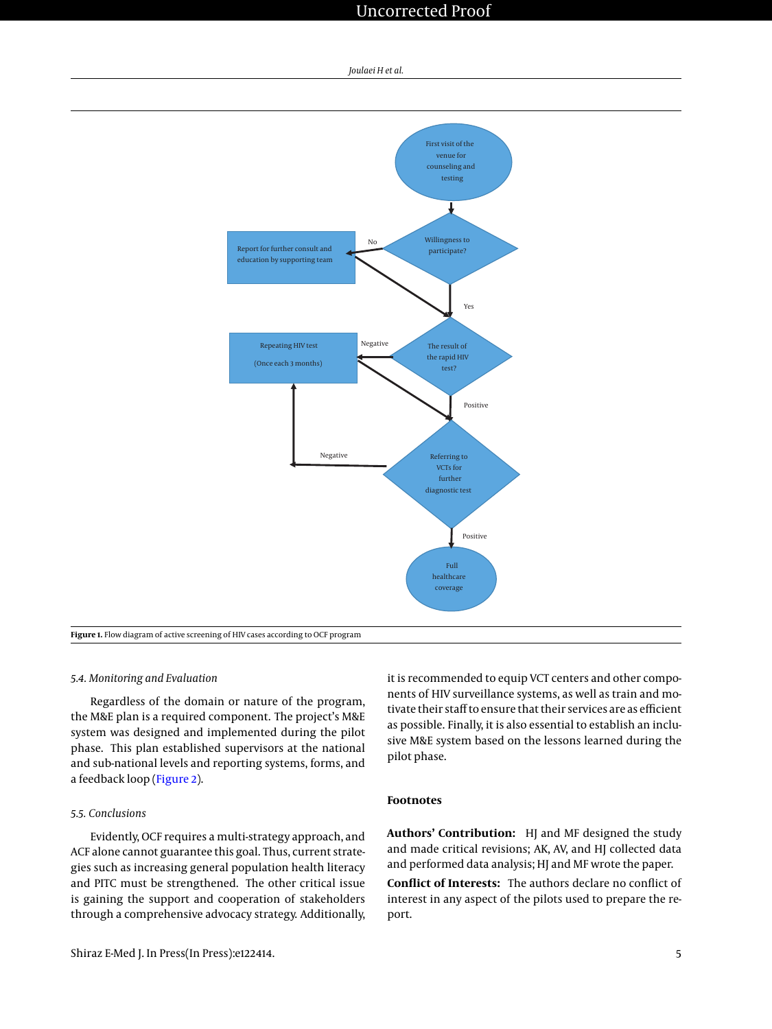Figure 1. Flow diagram of active screening of HIV cases according to OCF program

### 5.4. Monitoring and Evaluation

Regardless of the domain or nature of the program, the M&E plan is a required component. The project's M&E system was designed and implemented during the pilot phase. This plan established supervisors at the national and sub-national levels and reporting systems, forms, and a feedback loop (Figure 2).

### 5.5. Conclusions

Evidently, OCF requires a multi-strategy approach, and ACF alone cannot guarantee this goal. Thus, current strategies such as increasing general population health literacy and PITC must be strengthened. The other critical issue is gaining the support and cooperation of stakeholders through a comprehensive advocacy strategy. Additionally, it is recommended to equip VCT centers and other components of HIV surveillance systems, as well as train and motivate their staff to ensure that their services are as efficient as possible. Finally, it is also essential to establish an inclusive M&E system based on the lessons learned during the pilot phase.

## Footnotes

**Authors' Contribution:** HJ and MF designed the study and made critical revisions; AK, AV, and HJ collected data and performed data analysis; HJ and MF wrote the paper.

**Conflict of Interests:** The authors declare no conflict of interest in any aspect of the pilots used to prepare the report.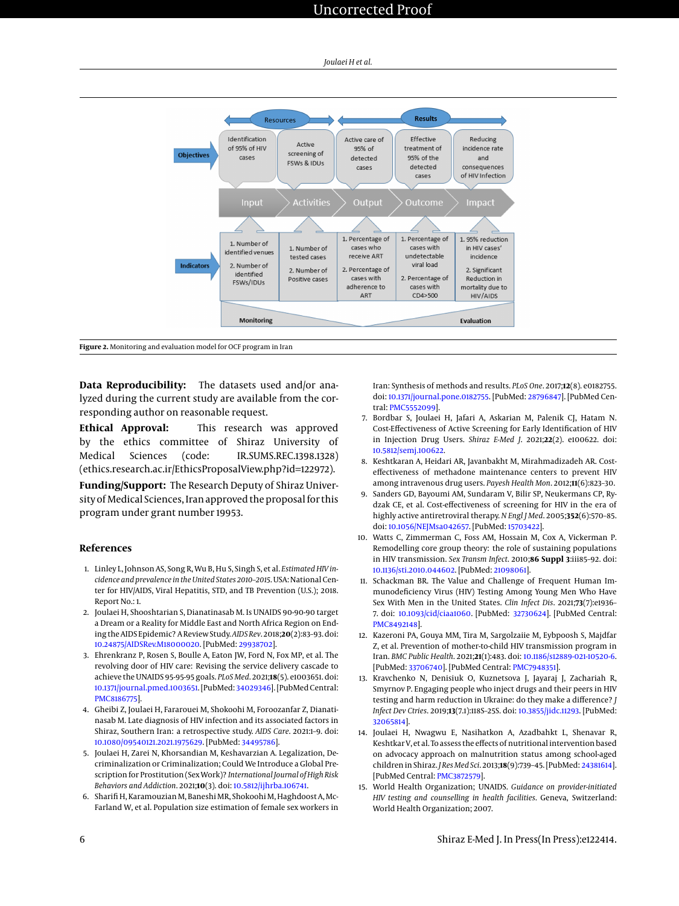Figure 2. Monitoring and evaluation model for OCF program in Iran

**Data Reproducibility:** The datasets used and/or analyzed during the current study are available from the corresponding author on reasonable request.

**Ethical Approval:** This research was approved by the ethics committee of Shiraz University of Medical Sciences (code: IR.SUMS.REC.1398.1328) (ethics.research.ac.ir/EthicsProposalView.php?id=122972).

**Funding/Support:** The Research Deputy of Shiraz University of Medical Sciences, Iran approved the proposal for this program under grant number 19953.

## References

1. Linley L, Johnson AS, Song R, Wu B, Hu S, Singh S, et al. *Estimated HIV incidence and prevalence in the United States 2010–2015*. USA: National Center for HIV/AIDS, Viral Hepatitis, STD, and TB Prevention (U.S.); 2018. Report No.: 1.
2. Joulaei H, Shooshtarian S, Dianatinasab M. Is UNAIDS 90-90-90 target a Dream or a Reality for Middle East and North Africa Region on Ending the AIDS Epidemic? A Review Study. *AIDS Rev*. 2018;**20**(2):83–93. doi: 10.24875/AIDSRev.M18000020. [PubMed: 29938702].
3. Ehrenkranz P, Rosen S, Boulle A, Eaton JW, Ford N, Fox MP, et al. The revolving door of HIV care: Revising the service delivery cascade to achieve the UNAIDS 95-95-95 goals. *PLoS Med*. 2021;**18**(5). e1003651. doi: 10.1371/journal.pmed.1003651. [PubMed: 34029346]. [PubMed Central: PMC8186775].
4. Gheibi Z, Joulaei H, Fararouei M, Shokoohi M, Foroozanfar Z, Dianatinasab M. Late diagnosis of HIV infection and its associated factors in Shiraz, Southern Iran: a retrospective study. *AIDS Care*. 2021:1–9. doi: 10.1080/09540121.2021.1975629. [PubMed: 34495786].
5. Joulaei H, Zarei N, Khorsandian M, Keshavarzian A. Legalization, Decriminalization or Criminalization; Could We Introduce a Global Prescription for Prostitution (Sex Work)? *International Journal of High Risk Behaviors and Addiction*. 2021;**10**(3). doi: 10.5812/ijhrba.106741.
6. Sharifi H, Karamouzian M, Baneshi MR, Shokoohi M, Haghdoost A, McFarland W, et al. Population size estimation of female sex workers in Iran: Synthesis of methods and results. *PLoS One*. 2017;**12**(8). e0182755. doi: 10.1371/journal.pone.0182755. [PubMed: 28796847]. [PubMed Central: PMC5552099].
7. Bordbar S, Joulaei H, Jafari A, Askarian M, Palenik CJ, Hatam N. Cost-Effectiveness of Active Screening for Early Identification of HIV in Injection Drug Users. *Shiraz E-Med J*. 2021;**22**(2). e100622. doi: 10.5812/semj.100622.
8. Keshtkaran A, Heidari AR, Javanbakht M, Mirahmadizadeh AR. Cost-effectiveness of methadone maintenance centers to prevent HIV among intravenous drug users. *Payesh Health Mon*. 2012;**11**(6):823–30.
9. Sanders GD, Bayoumi AM, Sundaram V, Bilir SP, Neukermans CP, Rydzak CE, et al. Cost-effectiveness of screening for HIV in the era of highly active antiretroviral therapy. *N Engl J Med*. 2005;**352**(6):570–85. doi: 10.1056/NEJMsa042657. [PubMed: 15703422].
10. Watts C, Zimmerman C, Foss AM, Hossain M, Cox A, Vickerman P. Remodelling core group theory: the role of sustaining populations in HIV transmission. *Sex Transm Infect*. 2010;**86 Suppl 3**:iii85–92. doi: 10.1136/sti.2010.044602. [PubMed: 21098061].
11. Schackman BR. The Value and Challenge of Frequent Human Immunodeficiency Virus (HIV) Testing Among Young Men Who Have Sex With Men in the United States. *Clin Infect Dis*. 2021;**73**(7):e1936–7. doi: 10.1093/cid/ciaa1060. [PubMed: 32730624]. [PubMed Central: PMC8492148].
12. Kazeroni PA, Gouya MM, Tira M, Sargolzaiie M, Eybpoosh S, Majdfar Z, et al. Prevention of mother-to-child HIV transmission program in Iran. *BMC Public Health*. 2021;**21**(1):483. doi: 10.1186/s12889-021-10520-6. [PubMed: 33706740]. [PubMed Central: PMC7948351].
13. Kravchenko N, Denisiuk O, Kuznetsova J, Jayaraj J, Zachariah R, Smyrnov P. Engaging people who inject drugs and their peers in HIV testing and harm reduction in Ukraine: do they make a difference? *J Infect Dev Ctries*. 2019;**13**(7.1):118S–25S. doi: 10.3855/jidc.11293. [PubMed: 32065814].
14. Joulaei H, Nwagwu E, Nasihatkon A, Azadbahkt L, Shenavar R, Keshtkar V, et al. To assess the effects of nutritional intervention based on advocacy approach on malnutrition status among school-aged children in Shiraz. *J Res Med Sci*. 2013;**18**(9):739–45. [PubMed: 24381614]. [PubMed Central: PMC3872579].
15. World Health Organization; UNAIDS. *Guidance on provider-initiated HIV testing and counselling in health facilities*. Geneva, Switzerland: World Health Organization; 2007.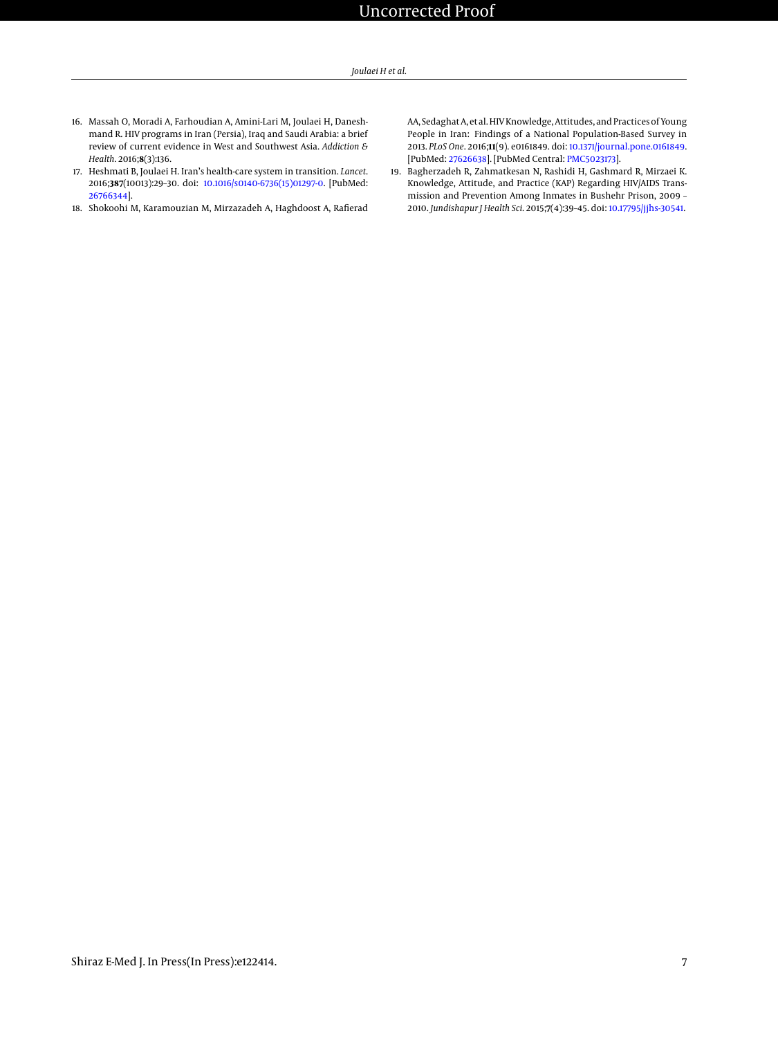16. Massah O, Moradi A, Farhoudian A, Amini-Lari M, Joulaei H, Daneshmand R. HIV programs in Iran (Persia), Iraq and Saudi Arabia: a brief review of current evidence in West and Southwest Asia. *Addiction & Health*. 2016;**8**(3):136.
17. Heshmati B, Joulaei H. Iran's health-care system in transition. *Lancet*. 2016;**387**(10013):29–30. doi: 10.1016/s0140-6736(15)01297-0. [PubMed: 26766344].
18. Shokoohi M, Karamouzian M, Mirzazadeh A, Haghdoost A, Rafierad AA, Sedaghat A, et al. HIV Knowledge, Attitudes, and Practices of Young People in Iran: Findings of a National Population-Based Survey in 2013. *PLoS One*. 2016;**11**(9). e0161849. doi: 10.1371/journal.pone.0161849. [PubMed: 27626638]. [PubMed Central: PMC5023173].
19. Bagherzadeh R, Zahmatkesan N, Rashidi H, Gashmard R, Mirzaei K. Knowledge, Attitude, and Practice (KAP) Regarding HIV/AIDS Transmission and Prevention Among Inmates in Bushehr Prison, 2009 - 2010. *Jundishapur J Health Sci*. 2015;**7**(4):39–45. doi: 10.17795/jjhs-30541.